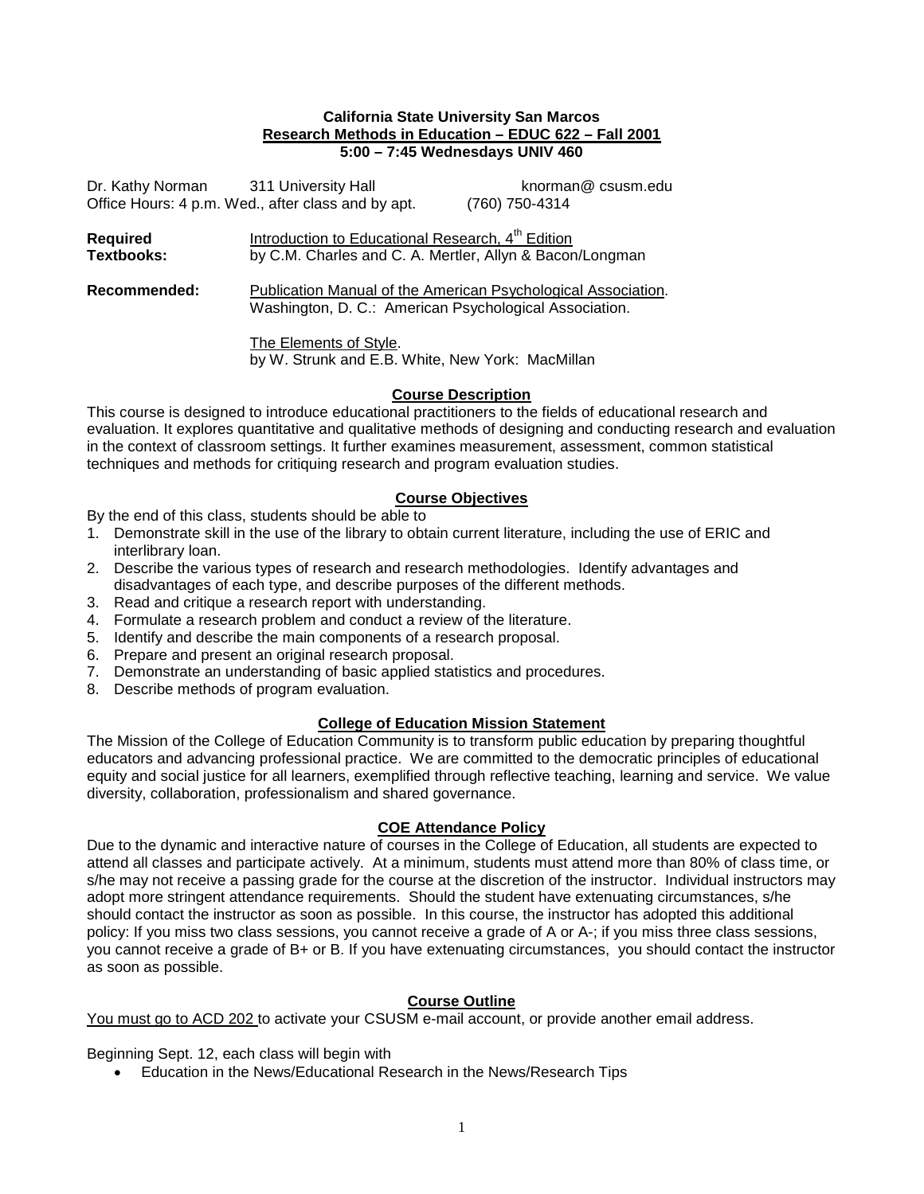**California State University San Marcos**
**Research Methods in Education – EDUC 622 – Fall 2001**
**5:00 – 7:45 Wednesdays UNIV 460**

Dr. Kathy Norman 311 University Hall knorman@ csusm.edu
Office Hours: 4 p.m. Wed., after class and by apt. (760) 750-4314

**Required Textbooks:** Introduction to Educational Research, 4th Edition by C.M. Charles and C. A. Mertler, Allyn & Bacon/Longman

**Recommended:** Publication Manual of the American Psychological Association. Washington, D. C.: American Psychological Association.

The Elements of Style. by W. Strunk and E.B. White, New York: MacMillan

## Course Description

This course is designed to introduce educational practitioners to the fields of educational research and evaluation. It explores quantitative and qualitative methods of designing and conducting research and evaluation in the context of classroom settings. It further examines measurement, assessment, common statistical techniques and methods for critiquing research and program evaluation studies.

## Course Objectives

By the end of this class, students should be able to

1. Demonstrate skill in the use of the library to obtain current literature, including the use of ERIC and interlibrary loan.
2. Describe the various types of research and research methodologies. Identify advantages and disadvantages of each type, and describe purposes of the different methods.
3. Read and critique a research report with understanding.
4. Formulate a research problem and conduct a review of the literature.
5. Identify and describe the main components of a research proposal.
6. Prepare and present an original research proposal.
7. Demonstrate an understanding of basic applied statistics and procedures.
8. Describe methods of program evaluation.

## College of Education Mission Statement

The Mission of the College of Education Community is to transform public education by preparing thoughtful educators and advancing professional practice. We are committed to the democratic principles of educational equity and social justice for all learners, exemplified through reflective teaching, learning and service. We value diversity, collaboration, professionalism and shared governance.

## COE Attendance Policy

Due to the dynamic and interactive nature of courses in the College of Education, all students are expected to attend all classes and participate actively. At a minimum, students must attend more than 80% of class time, or s/he may not receive a passing grade for the course at the discretion of the instructor. Individual instructors may adopt more stringent attendance requirements. Should the student have extenuating circumstances, s/he should contact the instructor as soon as possible. In this course, the instructor has adopted this additional policy: If you miss two class sessions, you cannot receive a grade of A or A-; if you miss three class sessions, you cannot receive a grade of B+ or B. If you have extenuating circumstances, you should contact the instructor as soon as possible.

## Course Outline

You must go to ACD 202 to activate your CSUSM e-mail account, or provide another email address.

Beginning Sept. 12, each class will begin with

- Education in the News/Educational Research in the News/Research Tips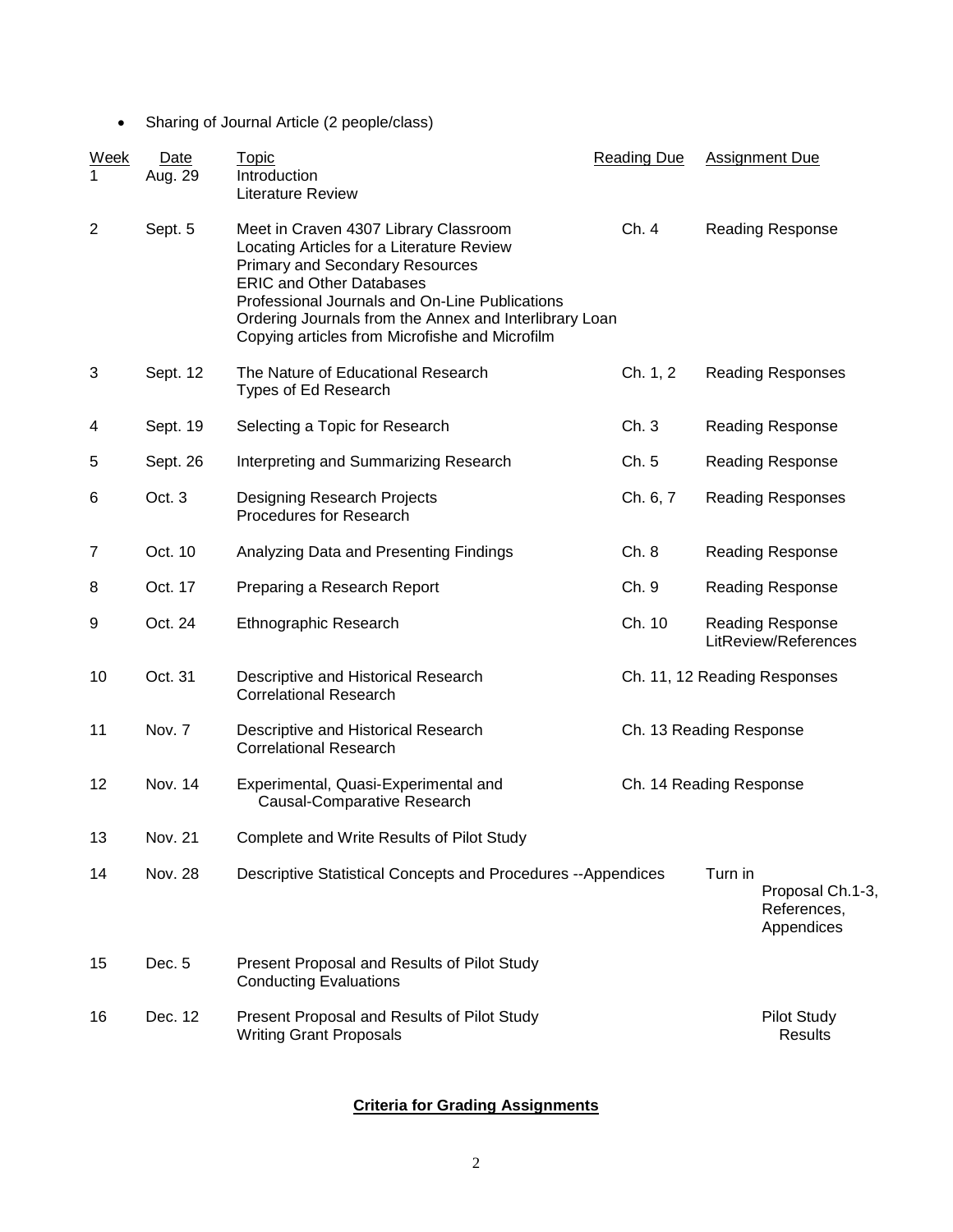- Sharing of Journal Article (2 people/class)

| Week | Date | Topic | Reading Due | Assignment Due |
|---|---|---|---|---|
| 1 | Aug. 29 | Introduction<br>Literature Review | | |
| 2 | Sept. 5 | Meet in Craven 4307 Library Classroom<br>Locating Articles for a Literature Review<br>Primary and Secondary Resources<br>ERIC and Other Databases<br>Professional Journals and On-Line Publications<br>Ordering Journals from the Annex and Interlibrary Loan<br>Copying articles from Microfishe and Microfilm | Ch. 4 | Reading Response |
| 3 | Sept. 12 | The Nature of Educational Research<br>Types of Ed Research | Ch. 1, 2 | Reading Responses |
| 4 | Sept. 19 | Selecting a Topic for Research | Ch. 3 | Reading Response |
| 5 | Sept. 26 | Interpreting and Summarizing Research | Ch. 5 | Reading Response |
| 6 | Oct. 3 | Designing Research Projects<br>Procedures for Research | Ch. 6, 7 | Reading Responses |
| 7 | Oct. 10 | Analyzing Data and Presenting Findings | Ch. 8 | Reading Response |
| 8 | Oct. 17 | Preparing a Research Report | Ch. 9 | Reading Response |
| 9 | Oct. 24 | Ethnographic Research | Ch. 10 | Reading Response<br>LitReview/References |
| 10 | Oct. 31 | Descriptive and Historical Research<br>Correlational Research | Ch. 11, 12 | Reading Responses |
| 11 | Nov. 7 | Descriptive and Historical Research<br>Correlational Research | Ch. 13 | Reading Response |
| 12 | Nov. 14 | Experimental, Quasi-Experimental and Causal-Comparative Research | Ch. 14 | Reading Response |
| 13 | Nov. 21 | Complete and Write Results of Pilot Study | | |
| 14 | Nov. 28 | Descriptive Statistical Concepts and Procedures --Appendices | | Turn in Proposal Ch.1-3, References, Appendices |
| 15 | Dec. 5 | Present Proposal and Results of Pilot Study<br>Conducting Evaluations | | |
| 16 | Dec. 12 | Present Proposal and Results of Pilot Study<br>Writing Grant Proposals | | Pilot Study Results |

**Criteria for Grading Assignments**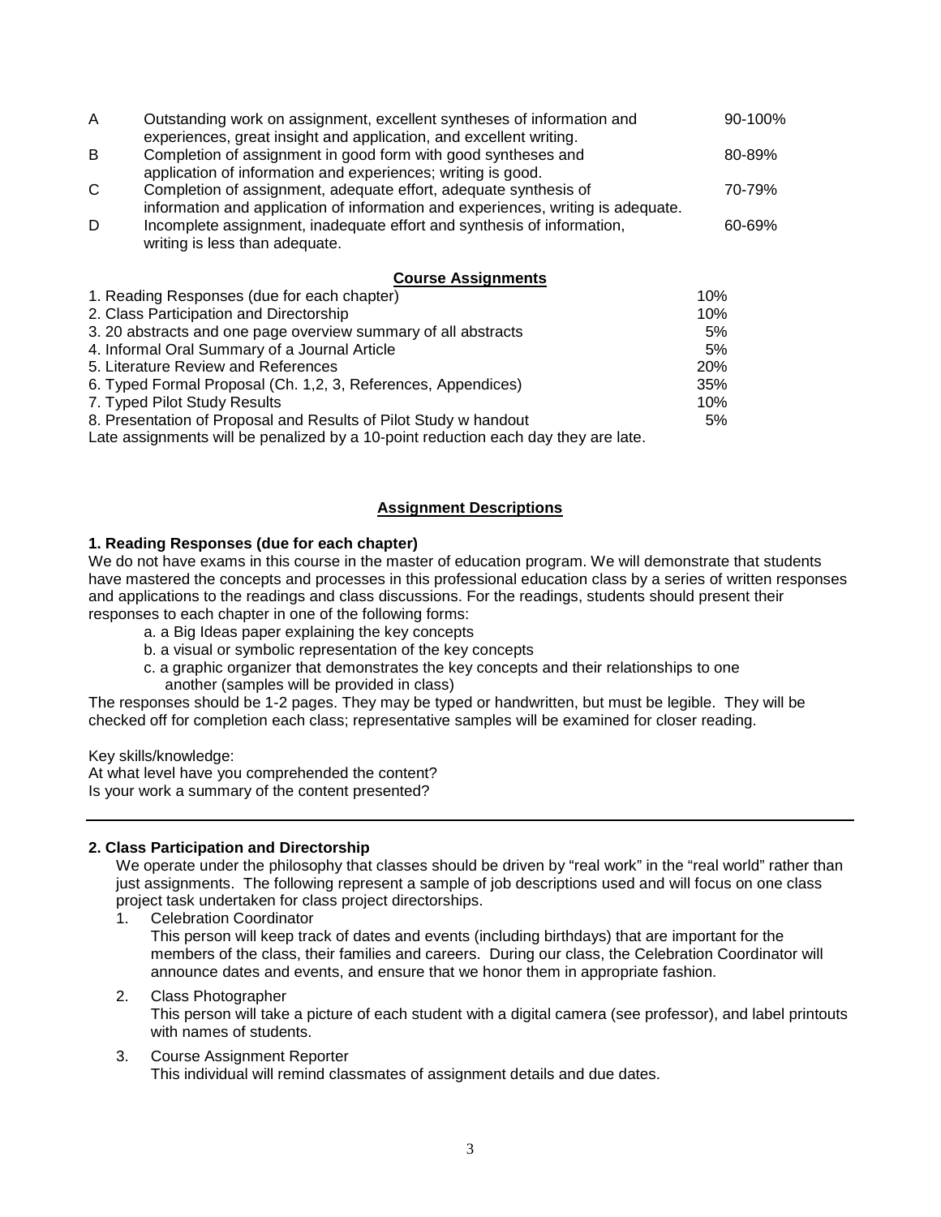| | | |
|---|---|---|
| A | Outstanding work on assignment, excellent syntheses of information and experiences, great insight and application, and excellent writing. | 90-100% |
| B | Completion of assignment in good form with good syntheses and application of information and experiences; writing is good. | 80-89% |
| C | Completion of assignment, adequate effort, adequate synthesis of information and application of information and experiences, writing is adequate. | 70-79% |
| D | Incomplete assignment, inadequate effort and synthesis of information, writing is less than adequate. | 60-69% |

## Course Assignments

| | |
|---|---|
| 1. Reading Responses (due for each chapter) | 10% |
| 2. Class Participation and Directorship | 10% |
| 3. 20 abstracts and one page overview summary of all abstracts | 5% |
| 4. Informal Oral Summary of a Journal Article | 5% |
| 5. Literature Review and References | 20% |
| 6. Typed Formal Proposal (Ch. 1,2, 3, References, Appendices) | 35% |
| 7. Typed Pilot Study Results | 10% |
| 8. Presentation of Proposal and Results of Pilot Study w handout | 5% |

Late assignments will be penalized by a 10-point reduction each day they are late.

## Assignment Descriptions

**1. Reading Responses (due for each chapter)**

We do not have exams in this course in the master of education program. We will demonstrate that students have mastered the concepts and processes in this professional education class by a series of written responses and applications to the readings and class discussions. For the readings, students should present their responses to each chapter in one of the following forms:

a. a Big Ideas paper explaining the key concepts
b. a visual or symbolic representation of the key concepts
c. a graphic organizer that demonstrates the key concepts and their relationships to one another (samples will be provided in class)

The responses should be 1-2 pages. They may be typed or handwritten, but must be legible. They will be checked off for completion each class; representative samples will be examined for closer reading.

Key skills/knowledge:
At what level have you comprehended the content?
Is your work a summary of the content presented?

---

**2. Class Participation and Directorship**

We operate under the philosophy that classes should be driven by "real work" in the "real world" rather than just assignments. The following represent a sample of job descriptions used and will focus on one class project task undertaken for class project directorships.

1. Celebration Coordinator
   This person will keep track of dates and events (including birthdays) that are important for the members of the class, their families and careers. During our class, the Celebration Coordinator will announce dates and events, and ensure that we honor them in appropriate fashion.

2. Class Photographer
   This person will take a picture of each student with a digital camera (see professor), and label printouts with names of students.

3. Course Assignment Reporter
   This individual will remind classmates of assignment details and due dates.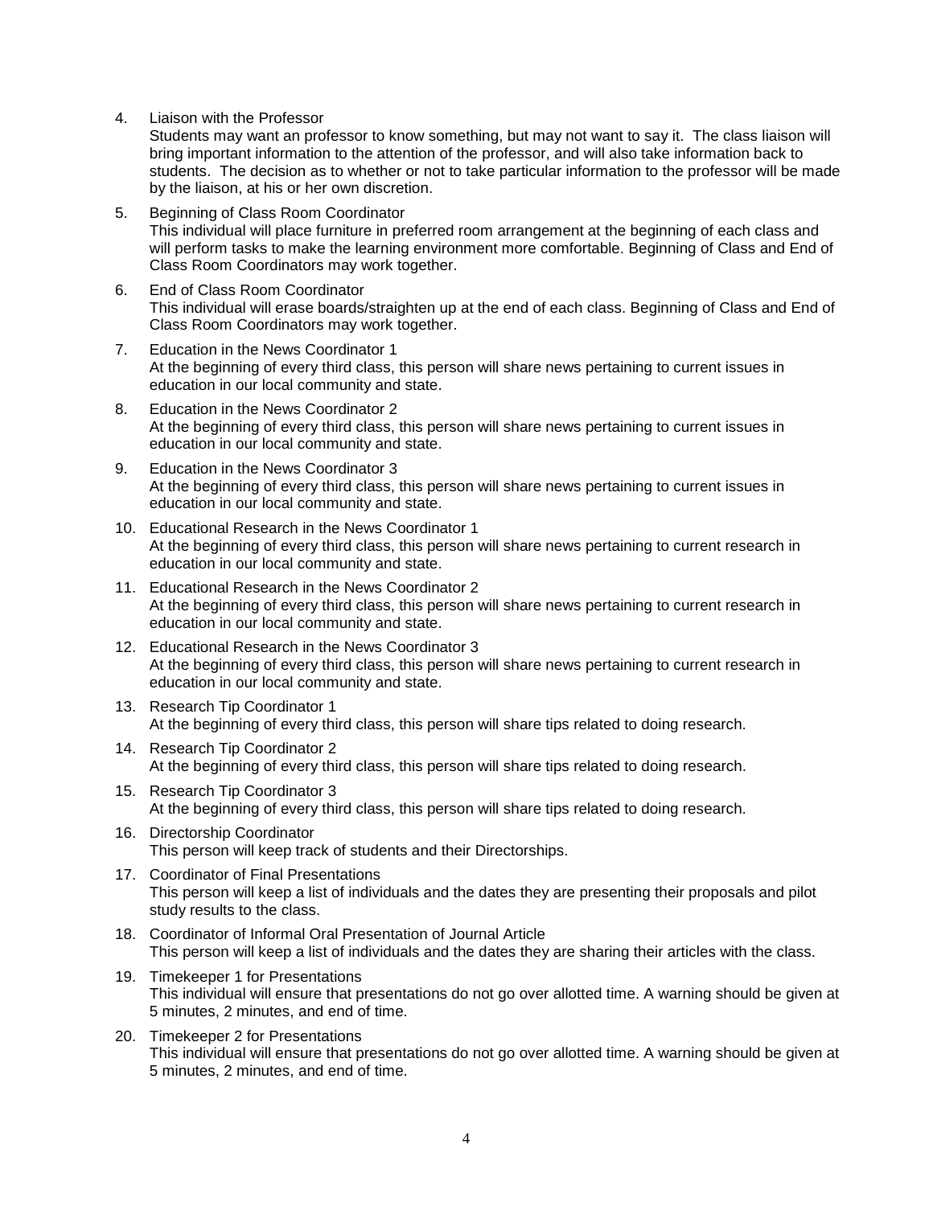4. Liaison with the Professor
   Students may want an professor to know something, but may not want to say it. The class liaison will bring important information to the attention of the professor, and will also take information back to students. The decision as to whether or not to take particular information to the professor will be made by the liaison, at his or her own discretion.

5. Beginning of Class Room Coordinator
   This individual will place furniture in preferred room arrangement at the beginning of each class and will perform tasks to make the learning environment more comfortable. Beginning of Class and End of Class Room Coordinators may work together.

6. End of Class Room Coordinator
   This individual will erase boards/straighten up at the end of each class. Beginning of Class and End of Class Room Coordinators may work together.

7. Education in the News Coordinator 1
   At the beginning of every third class, this person will share news pertaining to current issues in education in our local community and state.

8. Education in the News Coordinator 2
   At the beginning of every third class, this person will share news pertaining to current issues in education in our local community and state.

9. Education in the News Coordinator 3
   At the beginning of every third class, this person will share news pertaining to current issues in education in our local community and state.

10. Educational Research in the News Coordinator 1
    At the beginning of every third class, this person will share news pertaining to current research in education in our local community and state.

11. Educational Research in the News Coordinator 2
    At the beginning of every third class, this person will share news pertaining to current research in education in our local community and state.

12. Educational Research in the News Coordinator 3
    At the beginning of every third class, this person will share news pertaining to current research in education in our local community and state.

13. Research Tip Coordinator 1
    At the beginning of every third class, this person will share tips related to doing research.

14. Research Tip Coordinator 2
    At the beginning of every third class, this person will share tips related to doing research.

15. Research Tip Coordinator 3
    At the beginning of every third class, this person will share tips related to doing research.

16. Directorship Coordinator
    This person will keep track of students and their Directorships.

17. Coordinator of Final Presentations
    This person will keep a list of individuals and the dates they are presenting their proposals and pilot study results to the class.

18. Coordinator of Informal Oral Presentation of Journal Article
    This person will keep a list of individuals and the dates they are sharing their articles with the class.

19. Timekeeper 1 for Presentations
    This individual will ensure that presentations do not go over allotted time. A warning should be given at 5 minutes, 2 minutes, and end of time.

20. Timekeeper 2 for Presentations
    This individual will ensure that presentations do not go over allotted time. A warning should be given at 5 minutes, 2 minutes, and end of time.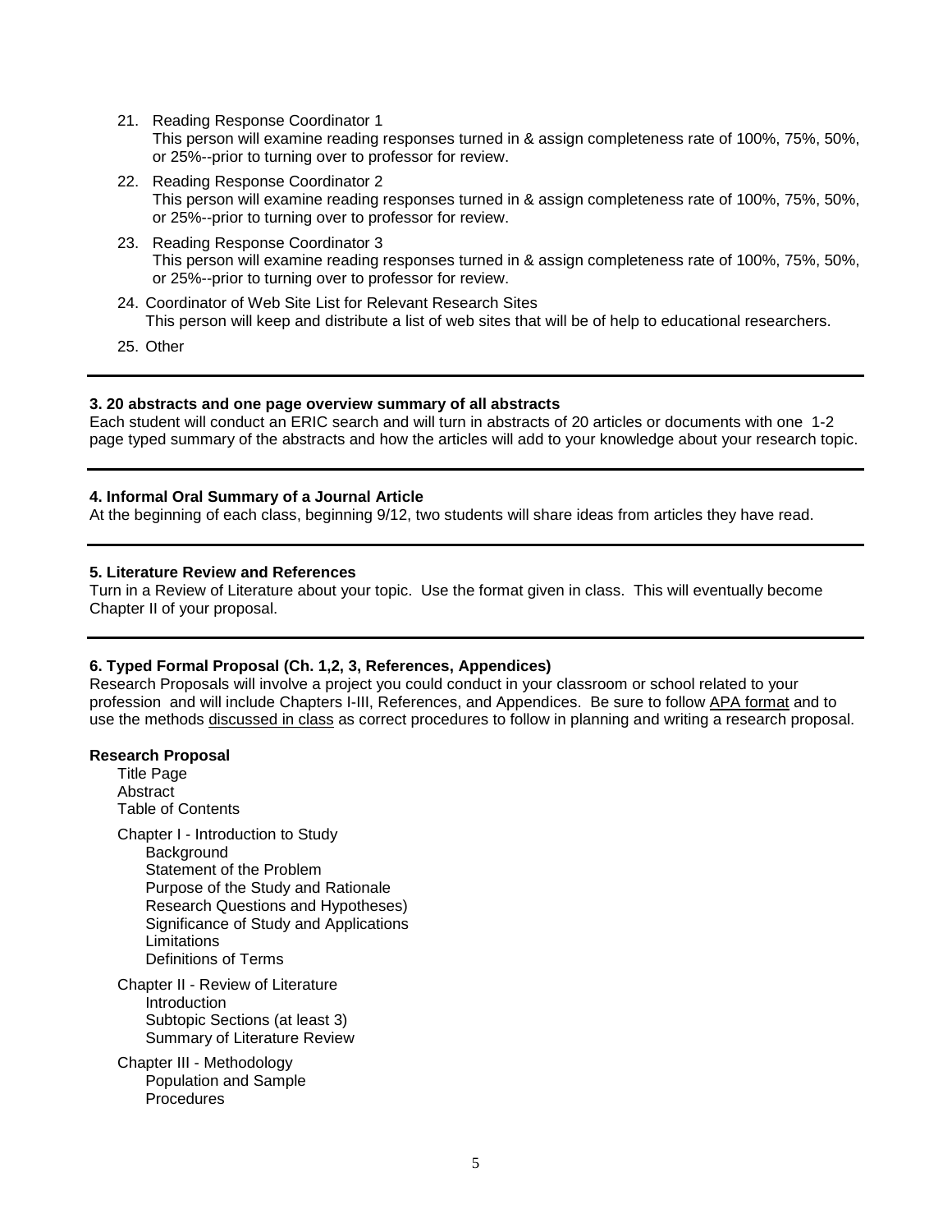21. Reading Response Coordinator 1
    This person will examine reading responses turned in & assign completeness rate of 100%, 75%, 50%, or 25%--prior to turning over to professor for review.
22. Reading Response Coordinator 2
    This person will examine reading responses turned in & assign completeness rate of 100%, 75%, 50%, or 25%--prior to turning over to professor for review.
23. Reading Response Coordinator 3
    This person will examine reading responses turned in & assign completeness rate of 100%, 75%, 50%, or 25%--prior to turning over to professor for review.
24. Coordinator of Web Site List for Relevant Research Sites
    This person will keep and distribute a list of web sites that will be of help to educational researchers.
25. Other

---

**3. 20 abstracts and one page overview summary of all abstracts**
Each student will conduct an ERIC search and will turn in abstracts of 20 articles or documents with one 1-2 page typed summary of the abstracts and how the articles will add to your knowledge about your research topic.

---

**4. Informal Oral Summary of a Journal Article**
At the beginning of each class, beginning 9/12, two students will share ideas from articles they have read.

---

**5. Literature Review and References**
Turn in a Review of Literature about your topic. Use the format given in class. This will eventually become Chapter II of your proposal.

---

**6. Typed Formal Proposal (Ch. 1,2, 3, References, Appendices)**
Research Proposals will involve a project you could conduct in your classroom or school related to your profession and will include Chapters I-III, References, and Appendices. Be sure to follow APA format and to use the methods discussed in class as correct procedures to follow in planning and writing a research proposal.

**Research Proposal**

- Title Page
- Abstract
- Table of Contents
- Chapter I - Introduction to Study
  - Background
  - Statement of the Problem
  - Purpose of the Study and Rationale
  - Research Questions and Hypotheses)
  - Significance of Study and Applications
  - Limitations
  - Definitions of Terms
- Chapter II - Review of Literature
  - Introduction
  - Subtopic Sections (at least 3)
  - Summary of Literature Review
- Chapter III - Methodology
  - Population and Sample
  - Procedures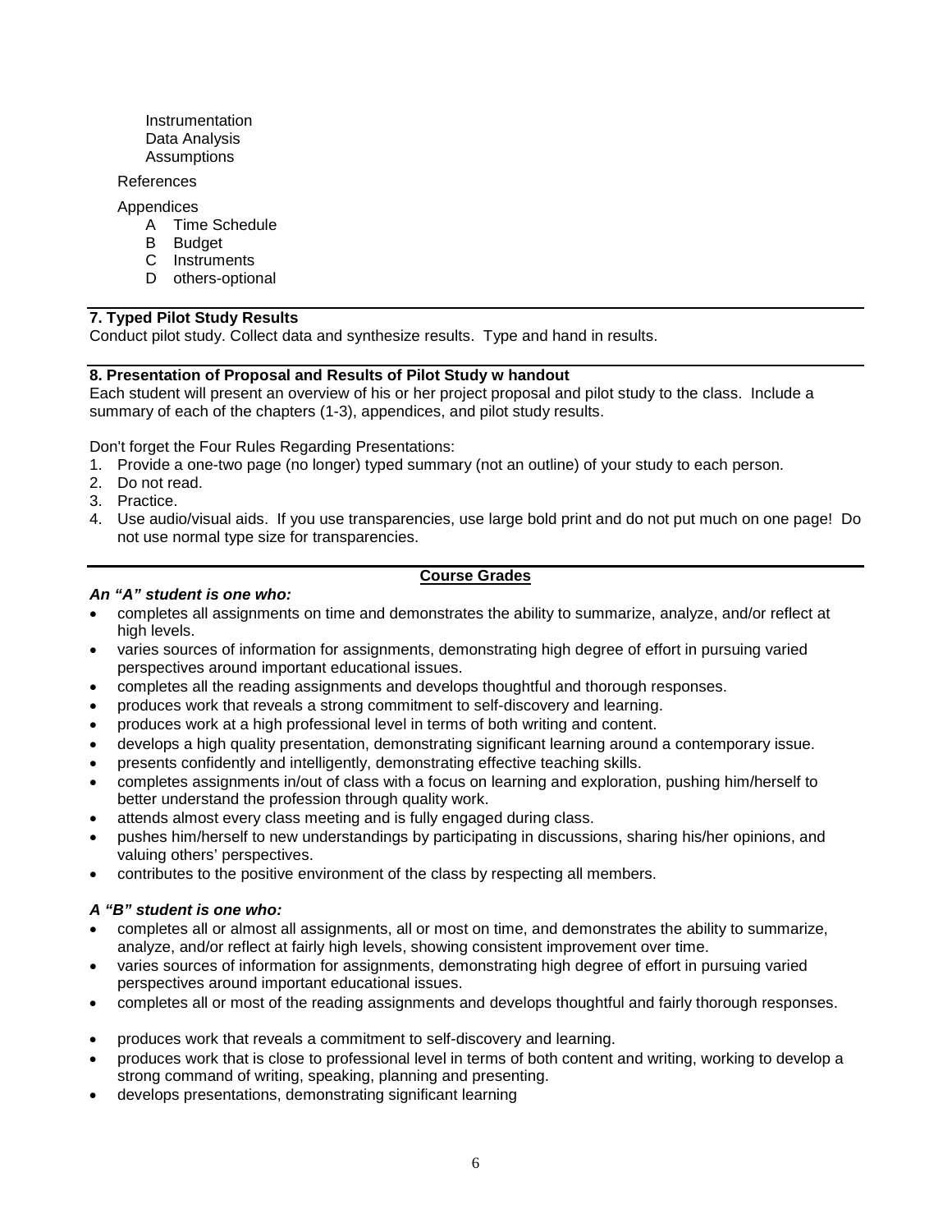Instrumentation
Data Analysis
Assumptions

References

Appendices
- A Time Schedule
- B Budget
- C Instruments
- D others-optional

### 7. Typed Pilot Study Results

Conduct pilot study. Collect data and synthesize results. Type and hand in results.

### 8. Presentation of Proposal and Results of Pilot Study w handout

Each student will present an overview of his or her project proposal and pilot study to the class. Include a summary of each of the chapters (1-3), appendices, and pilot study results.

Don't forget the Four Rules Regarding Presentations:

1. Provide a one-two page (no longer) typed summary (not an outline) of your study to each person.
2. Do not read.
3. Practice.
4. Use audio/visual aids. If you use transparencies, use large bold print and do not put much on one page! Do not use normal type size for transparencies.

## Course Grades

***An "A" student is one who:***

- completes all assignments on time and demonstrates the ability to summarize, analyze, and/or reflect at high levels.
- varies sources of information for assignments, demonstrating high degree of effort in pursuing varied perspectives around important educational issues.
- completes all the reading assignments and develops thoughtful and thorough responses.
- produces work that reveals a strong commitment to self-discovery and learning.
- produces work at a high professional level in terms of both writing and content.
- develops a high quality presentation, demonstrating significant learning around a contemporary issue.
- presents confidently and intelligently, demonstrating effective teaching skills.
- completes assignments in/out of class with a focus on learning and exploration, pushing him/herself to better understand the profession through quality work.
- attends almost every class meeting and is fully engaged during class.
- pushes him/herself to new understandings by participating in discussions, sharing his/her opinions, and valuing others' perspectives.
- contributes to the positive environment of the class by respecting all members.

***A "B" student is one who:***

- completes all or almost all assignments, all or most on time, and demonstrates the ability to summarize, analyze, and/or reflect at fairly high levels, showing consistent improvement over time.
- varies sources of information for assignments, demonstrating high degree of effort in pursuing varied perspectives around important educational issues.
- completes all or most of the reading assignments and develops thoughtful and fairly thorough responses.
- produces work that reveals a commitment to self-discovery and learning.
- produces work that is close to professional level in terms of both content and writing, working to develop a strong command of writing, speaking, planning and presenting.
- develops presentations, demonstrating significant learning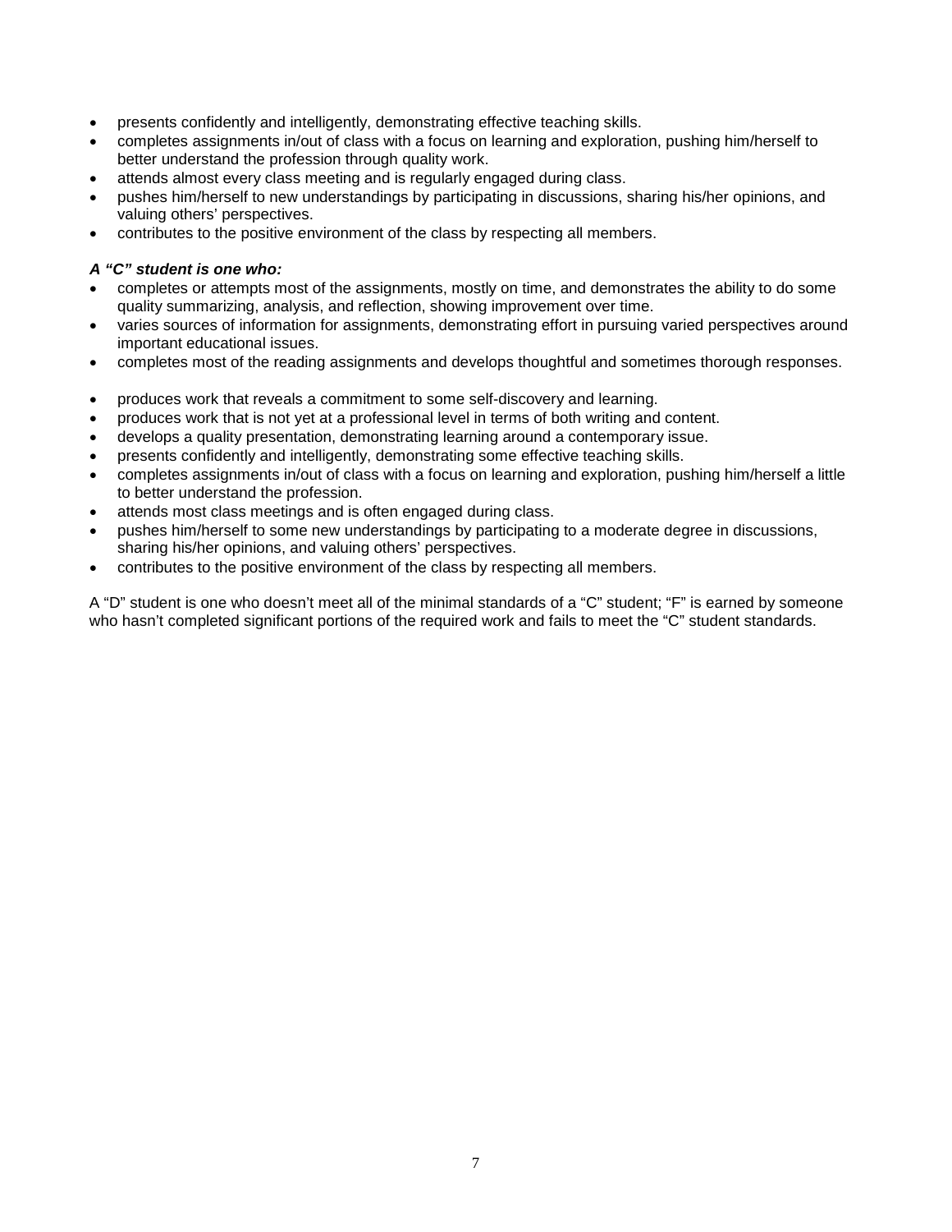- presents confidently and intelligently, demonstrating effective teaching skills.
- completes assignments in/out of class with a focus on learning and exploration, pushing him/herself to better understand the profession through quality work.
- attends almost every class meeting and is regularly engaged during class.
- pushes him/herself to new understandings by participating in discussions, sharing his/her opinions, and valuing others' perspectives.
- contributes to the positive environment of the class by respecting all members.

***A "C" student is one who:***

- completes or attempts most of the assignments, mostly on time, and demonstrates the ability to do some quality summarizing, analysis, and reflection, showing improvement over time.
- varies sources of information for assignments, demonstrating effort in pursuing varied perspectives around important educational issues.
- completes most of the reading assignments and develops thoughtful and sometimes thorough responses.
- produces work that reveals a commitment to some self-discovery and learning.
- produces work that is not yet at a professional level in terms of both writing and content.
- develops a quality presentation, demonstrating learning around a contemporary issue.
- presents confidently and intelligently, demonstrating some effective teaching skills.
- completes assignments in/out of class with a focus on learning and exploration, pushing him/herself a little to better understand the profession.
- attends most class meetings and is often engaged during class.
- pushes him/herself to some new understandings by participating to a moderate degree in discussions, sharing his/her opinions, and valuing others' perspectives.
- contributes to the positive environment of the class by respecting all members.

A "D" student is one who doesn't meet all of the minimal standards of a "C" student; "F" is earned by someone who hasn't completed significant portions of the required work and fails to meet the "C" student standards.